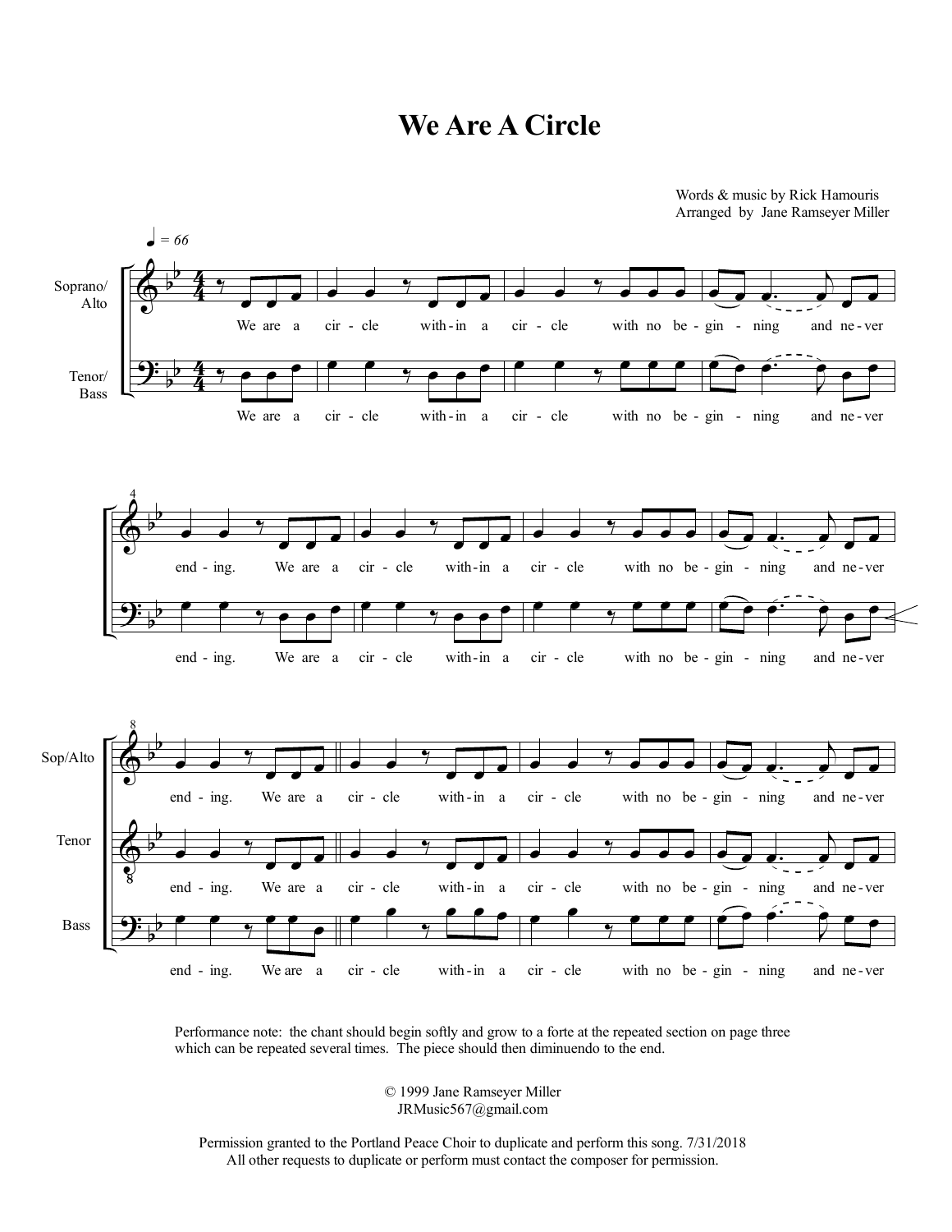# We Are A Circle

Words & music by Rick Hamouris
Arranged by Jane Ramseyer Miller

Performance note: the chant should begin softly and grow to a forte at the repeated section on page three which can be repeated several times. The piece should then diminuendo to the end.

© 1999 Jane Ramseyer Miller
JRMusic567@gmail.com

Permission granted to the Portland Peace Choir to duplicate and perform this song. 7/31/2018
All other requests to duplicate or perform must contact the composer for permission.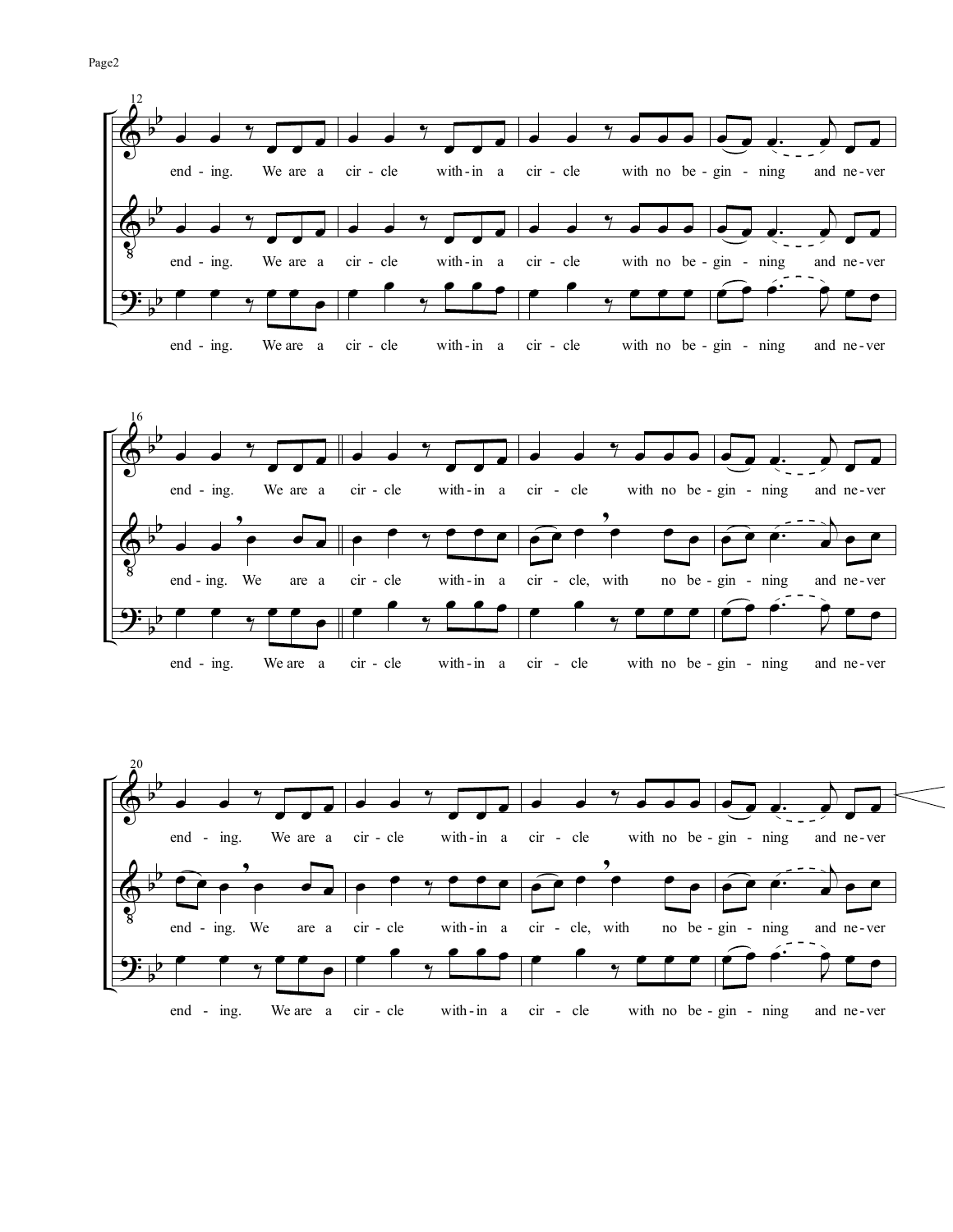12

end - ing. We are a cir - cle with - in a cir - cle with no be - gin - ning and ne - ver

end - ing. We are a cir - cle with - in a cir - cle with no be - gin - ning and ne - ver

end - ing. We are a cir - cle with - in a cir - cle with no be - gin - ning and ne - ver

16

end - ing. We are a cir - cle with - in a cir - cle with no be - gin - ning and ne - ver

end - ing. We are a cir - cle with - in a cir - cle, with no be - gin - ning and ne - ver

end - ing. We are a cir - cle with - in a cir - cle with no be - gin - ning and ne - ver

20

end - ing. We are a cir - cle with - in a cir - cle with no be - gin - ning and ne - ver

end - ing. We are a cir - cle with - in a cir - cle, with no be - gin - ning and ne - ver

end - ing. We are a cir - cle with - in a cir - cle with no be - gin - ning and ne - ver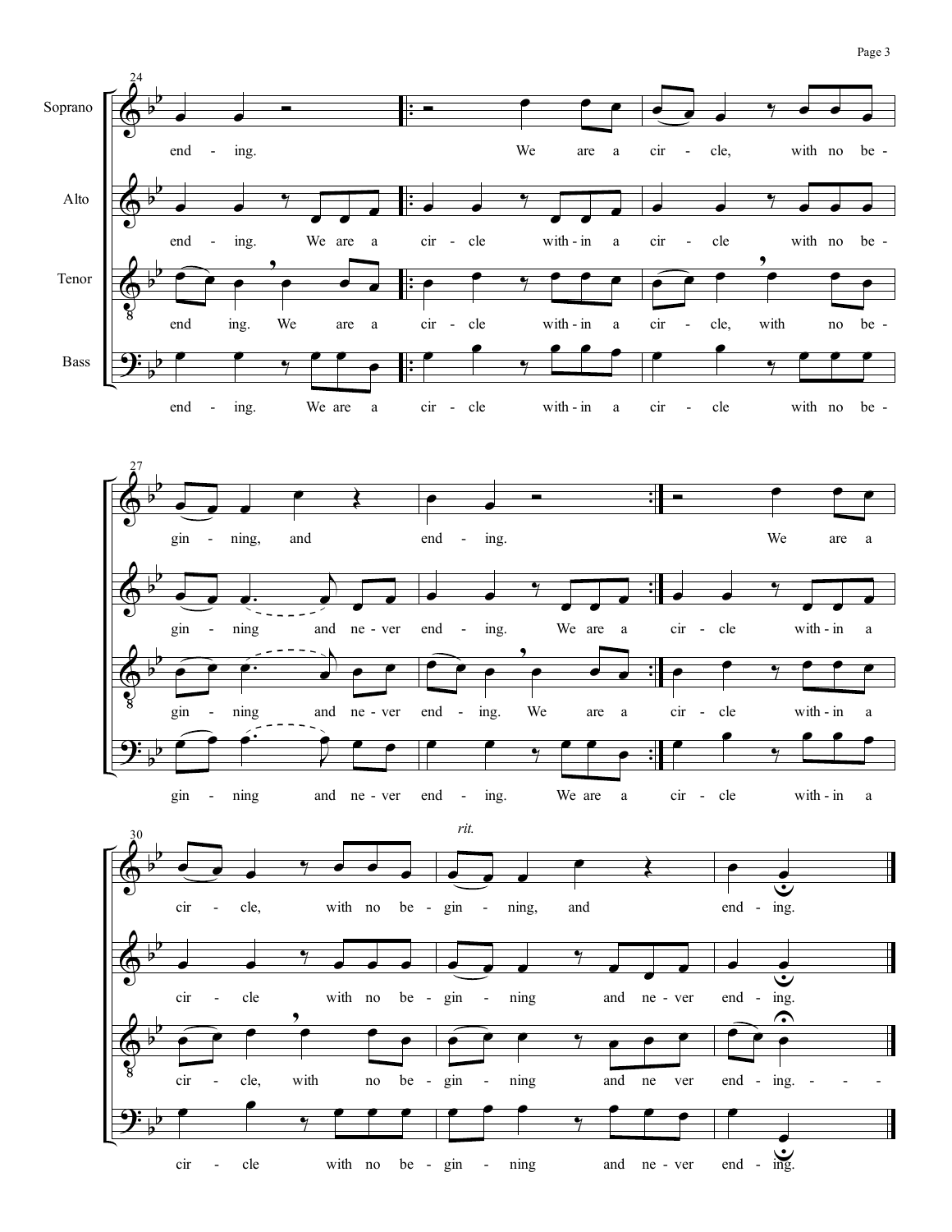Soprano

Alto

Tenor

Bass

24

end - ing. We are a cir - cle, with no be - gin - ning, and end - ing.

end - ing. We are a cir - cle with - in a cir - cle with no be - gin - ning and ne - ver end - ing.

end ing. We are a cir - cle with - in a cir - cle, with no be - gin - ning and ne - ver end - ing. We are a

end - ing. We are a cir - cle with - in a cir - cle with no be - gin - ning and ne - ver end - ing. We are a

27

We are a

cir - cle with - in a

cir - cle with - in a

cir - cle with - in a

30

*rit.*

cir - cle, with no be - gin - ning, and end - ing.

cir - cle with no be - gin - ning and ne - ver end - ing.

cir - cle, with no be - gin - ning and ne ver end - ing. - - -

cir - cle with no be - gin - ning and ne - ver end - ing.